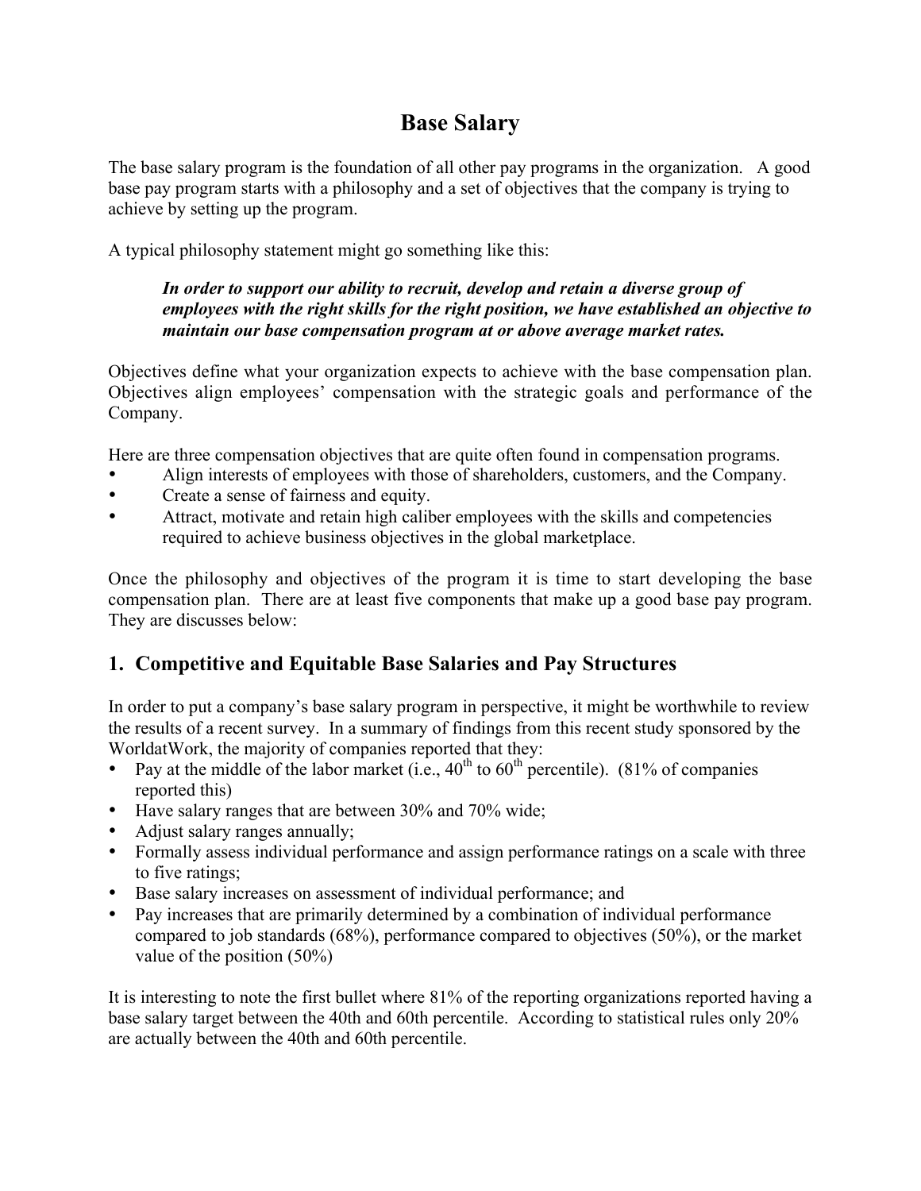# Base Salary

The base salary program is the foundation of all other pay programs in the organization. A good base pay program starts with a philosophy and a set of objectives that the company is trying to achieve by setting up the program.

A typical philosophy statement might go something like this:

> ***In order to support our ability to recruit, develop and retain a diverse group of employees with the right skills for the right position, we have established an objective to maintain our base compensation program at or above average market rates.***

Objectives define what your organization expects to achieve with the base compensation plan. Objectives align employees' compensation with the strategic goals and performance of the Company.

Here are three compensation objectives that are quite often found in compensation programs.

- Align interests of employees with those of shareholders, customers, and the Company.
- Create a sense of fairness and equity.
- Attract, motivate and retain high caliber employees with the skills and competencies required to achieve business objectives in the global marketplace.

Once the philosophy and objectives of the program it is time to start developing the base compensation plan. There are at least five components that make up a good base pay program. They are discusses below:

## 1. Competitive and Equitable Base Salaries and Pay Structures

In order to put a company's base salary program in perspective, it might be worthwhile to review the results of a recent survey. In a summary of findings from this recent study sponsored by the WorldatWork, the majority of companies reported that they:

- Pay at the middle of the labor market (i.e., 40$^{th}$ to 60$^{th}$ percentile). (81% of companies reported this)
- Have salary ranges that are between 30% and 70% wide;
- Adjust salary ranges annually;
- Formally assess individual performance and assign performance ratings on a scale with three to five ratings;
- Base salary increases on assessment of individual performance; and
- Pay increases that are primarily determined by a combination of individual performance compared to job standards (68%), performance compared to objectives (50%), or the market value of the position (50%)

It is interesting to note the first bullet where 81% of the reporting organizations reported having a base salary target between the 40th and 60th percentile. According to statistical rules only 20% are actually between the 40th and 60th percentile.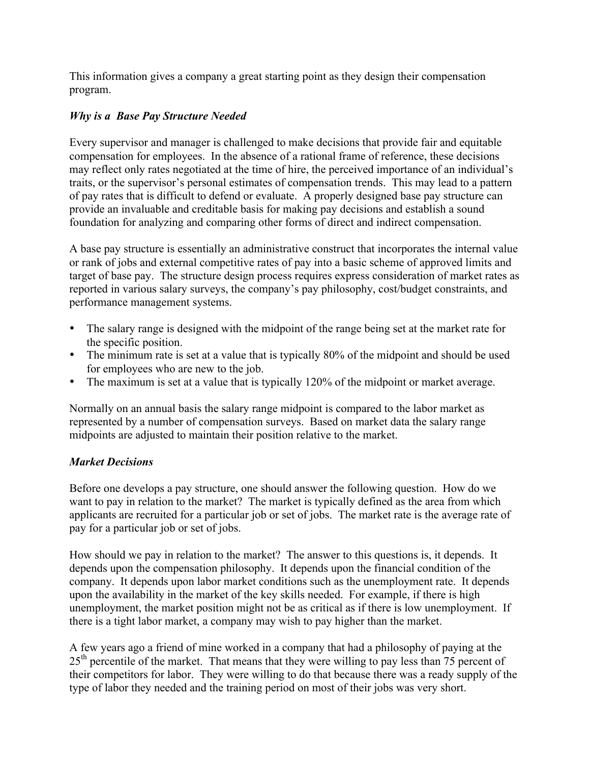This information gives a company a great starting point as they design their compensation program.

### *Why is a Base Pay Structure Needed*

Every supervisor and manager is challenged to make decisions that provide fair and equitable compensation for employees. In the absence of a rational frame of reference, these decisions may reflect only rates negotiated at the time of hire, the perceived importance of an individual's traits, or the supervisor's personal estimates of compensation trends. This may lead to a pattern of pay rates that is difficult to defend or evaluate. A properly designed base pay structure can provide an invaluable and creditable basis for making pay decisions and establish a sound foundation for analyzing and comparing other forms of direct and indirect compensation.

A base pay structure is essentially an administrative construct that incorporates the internal value or rank of jobs and external competitive rates of pay into a basic scheme of approved limits and target of base pay. The structure design process requires express consideration of market rates as reported in various salary surveys, the company's pay philosophy, cost/budget constraints, and performance management systems.

- The salary range is designed with the midpoint of the range being set at the market rate for the specific position.
- The minimum rate is set at a value that is typically 80% of the midpoint and should be used for employees who are new to the job.
- The maximum is set at a value that is typically 120% of the midpoint or market average.

Normally on an annual basis the salary range midpoint is compared to the labor market as represented by a number of compensation surveys. Based on market data the salary range midpoints are adjusted to maintain their position relative to the market.

### *Market Decisions*

Before one develops a pay structure, one should answer the following question. How do we want to pay in relation to the market? The market is typically defined as the area from which applicants are recruited for a particular job or set of jobs. The market rate is the average rate of pay for a particular job or set of jobs.

How should we pay in relation to the market? The answer to this questions is, it depends. It depends upon the compensation philosophy. It depends upon the financial condition of the company. It depends upon labor market conditions such as the unemployment rate. It depends upon the availability in the market of the key skills needed. For example, if there is high unemployment, the market position might not be as critical as if there is low unemployment. If there is a tight labor market, a company may wish to pay higher than the market.

A few years ago a friend of mine worked in a company that had a philosophy of paying at the 25th percentile of the market. That means that they were willing to pay less than 75 percent of their competitors for labor. They were willing to do that because there was a ready supply of the type of labor they needed and the training period on most of their jobs was very short.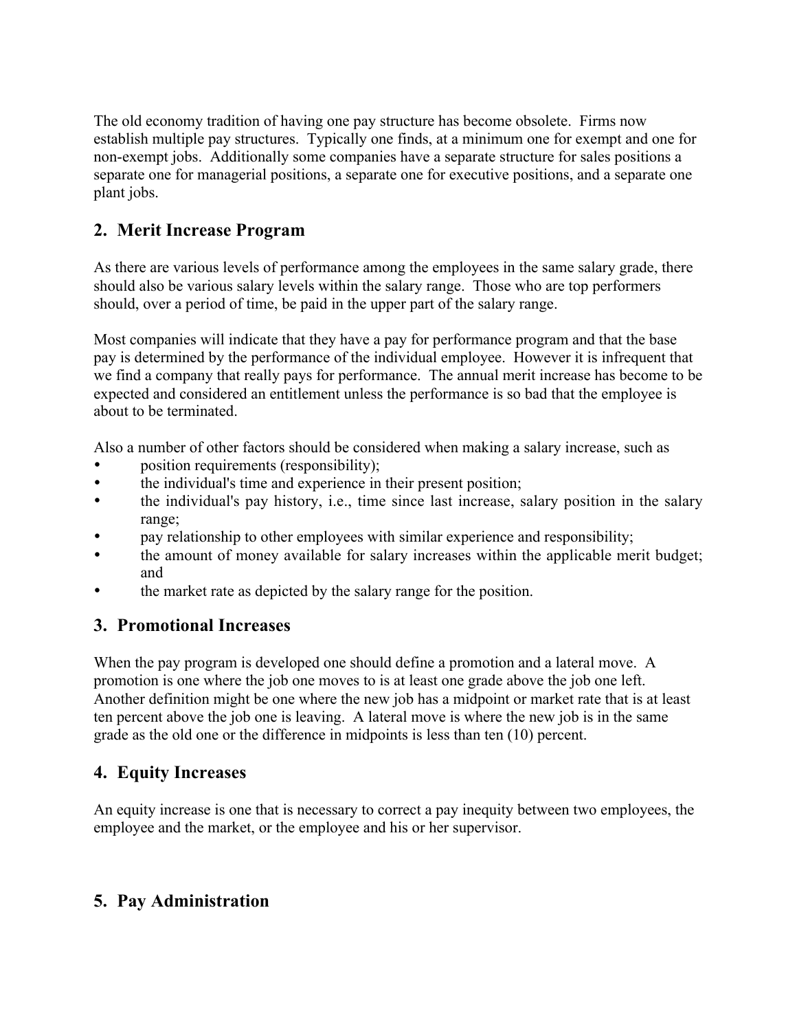The old economy tradition of having one pay structure has become obsolete. Firms now establish multiple pay structures. Typically one finds, at a minimum one for exempt and one for non-exempt jobs. Additionally some companies have a separate structure for sales positions a separate one for managerial positions, a separate one for executive positions, and a separate one plant jobs.

## 2. Merit Increase Program

As there are various levels of performance among the employees in the same salary grade, there should also be various salary levels within the salary range. Those who are top performers should, over a period of time, be paid in the upper part of the salary range.

Most companies will indicate that they have a pay for performance program and that the base pay is determined by the performance of the individual employee. However it is infrequent that we find a company that really pays for performance. The annual merit increase has become to be expected and considered an entitlement unless the performance is so bad that the employee is about to be terminated.

Also a number of other factors should be considered when making a salary increase, such as

- position requirements (responsibility);
- the individual's time and experience in their present position;
- the individual's pay history, i.e., time since last increase, salary position in the salary range;
- pay relationship to other employees with similar experience and responsibility;
- the amount of money available for salary increases within the applicable merit budget; and
- the market rate as depicted by the salary range for the position.

## 3. Promotional Increases

When the pay program is developed one should define a promotion and a lateral move. A promotion is one where the job one moves to is at least one grade above the job one left. Another definition might be one where the new job has a midpoint or market rate that is at least ten percent above the job one is leaving. A lateral move is where the new job is in the same grade as the old one or the difference in midpoints is less than ten (10) percent.

## 4. Equity Increases

An equity increase is one that is necessary to correct a pay inequity between two employees, the employee and the market, or the employee and his or her supervisor.

## 5. Pay Administration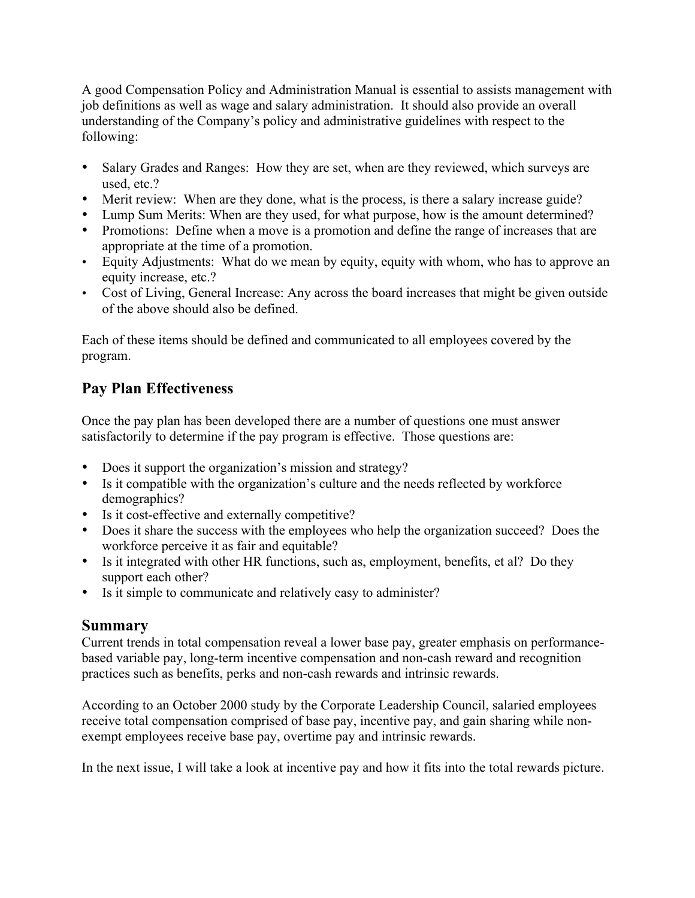A good Compensation Policy and Administration Manual is essential to assists management with job definitions as well as wage and salary administration. It should also provide an overall understanding of the Company's policy and administrative guidelines with respect to the following:

- Salary Grades and Ranges: How they are set, when are they reviewed, which surveys are used, etc.?
- Merit review: When are they done, what is the process, is there a salary increase guide?
- Lump Sum Merits: When are they used, for what purpose, how is the amount determined?
- Promotions: Define when a move is a promotion and define the range of increases that are appropriate at the time of a promotion.
- Equity Adjustments: What do we mean by equity, equity with whom, who has to approve an equity increase, etc.?
- Cost of Living, General Increase: Any across the board increases that might be given outside of the above should also be defined.

Each of these items should be defined and communicated to all employees covered by the program.

## Pay Plan Effectiveness

Once the pay plan has been developed there are a number of questions one must answer satisfactorily to determine if the pay program is effective. Those questions are:

- Does it support the organization's mission and strategy?
- Is it compatible with the organization's culture and the needs reflected by workforce demographics?
- Is it cost-effective and externally competitive?
- Does it share the success with the employees who help the organization succeed? Does the workforce perceive it as fair and equitable?
- Is it integrated with other HR functions, such as, employment, benefits, et al? Do they support each other?
- Is it simple to communicate and relatively easy to administer?

## Summary

Current trends in total compensation reveal a lower base pay, greater emphasis on performance-based variable pay, long-term incentive compensation and non-cash reward and recognition practices such as benefits, perks and non-cash rewards and intrinsic rewards.

According to an October 2000 study by the Corporate Leadership Council, salaried employees receive total compensation comprised of base pay, incentive pay, and gain sharing while non-exempt employees receive base pay, overtime pay and intrinsic rewards.

In the next issue, I will take a look at incentive pay and how it fits into the total rewards picture.